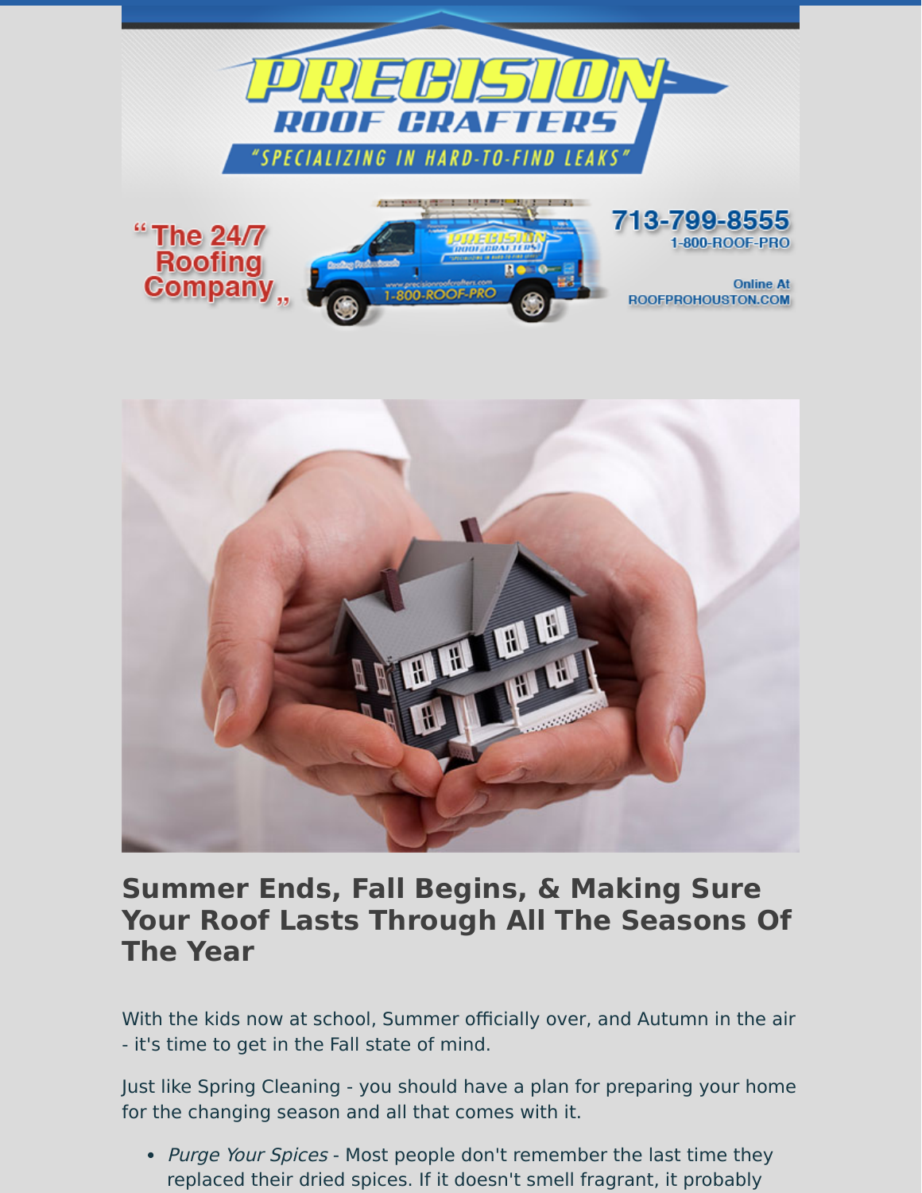# Summer Ends, Fall Begins, & Making Sure Your Roof Lasts Through All The Seasons Of The Year

With the kids now at school, Summer officially over, and Autumn in the air - it's time to get in the Fall state of mind.

Just like Spring Cleaning - you should have a plan for preparing your home for the changing season and all that comes with it.

- *Purge Your Spices* - Most people don't remember the last time they replaced their dried spices. If it doesn't smell fragrant, it probably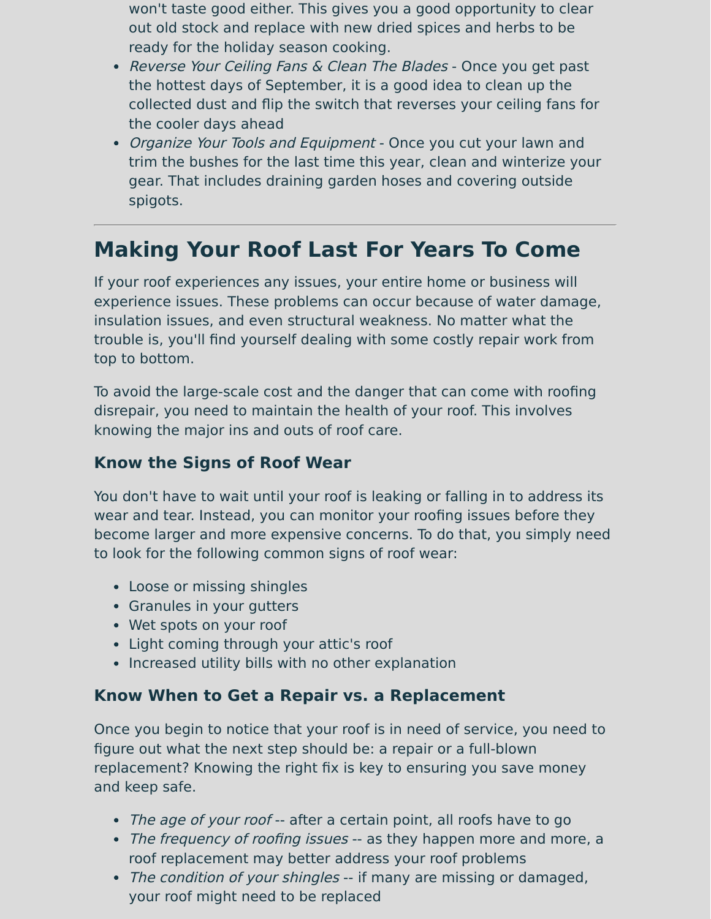won't taste good either. This gives you a good opportunity to clear out old stock and replace with new dried spices and herbs to be ready for the holiday season cooking.

- *Reverse Your Ceiling Fans & Clean The Blades* - Once you get past the hottest days of September, it is a good idea to clean up the collected dust and flip the switch that reverses your ceiling fans for the cooler days ahead
- *Organize Your Tools and Equipment* - Once you cut your lawn and trim the bushes for the last time this year, clean and winterize your gear. That includes draining garden hoses and covering outside spigots.

---

## Making Your Roof Last For Years To Come

If your roof experiences any issues, your entire home or business will experience issues. These problems can occur because of water damage, insulation issues, and even structural weakness. No matter what the trouble is, you'll find yourself dealing with some costly repair work from top to bottom.

To avoid the large-scale cost and the danger that can come with roofing disrepair, you need to maintain the health of your roof. This involves knowing the major ins and outs of roof care.

### Know the Signs of Roof Wear

You don't have to wait until your roof is leaking or falling in to address its wear and tear. Instead, you can monitor your roofing issues before they become larger and more expensive concerns. To do that, you simply need to look for the following common signs of roof wear:

- Loose or missing shingles
- Granules in your gutters
- Wet spots on your roof
- Light coming through your attic's roof
- Increased utility bills with no other explanation

### Know When to Get a Repair vs. a Replacement

Once you begin to notice that your roof is in need of service, you need to figure out what the next step should be: a repair or a full-blown replacement? Knowing the right fix is key to ensuring you save money and keep safe.

- *The age of your roof* -- after a certain point, all roofs have to go
- *The frequency of roofing issues* -- as they happen more and more, a roof replacement may better address your roof problems
- *The condition of your shingles* -- if many are missing or damaged, your roof might need to be replaced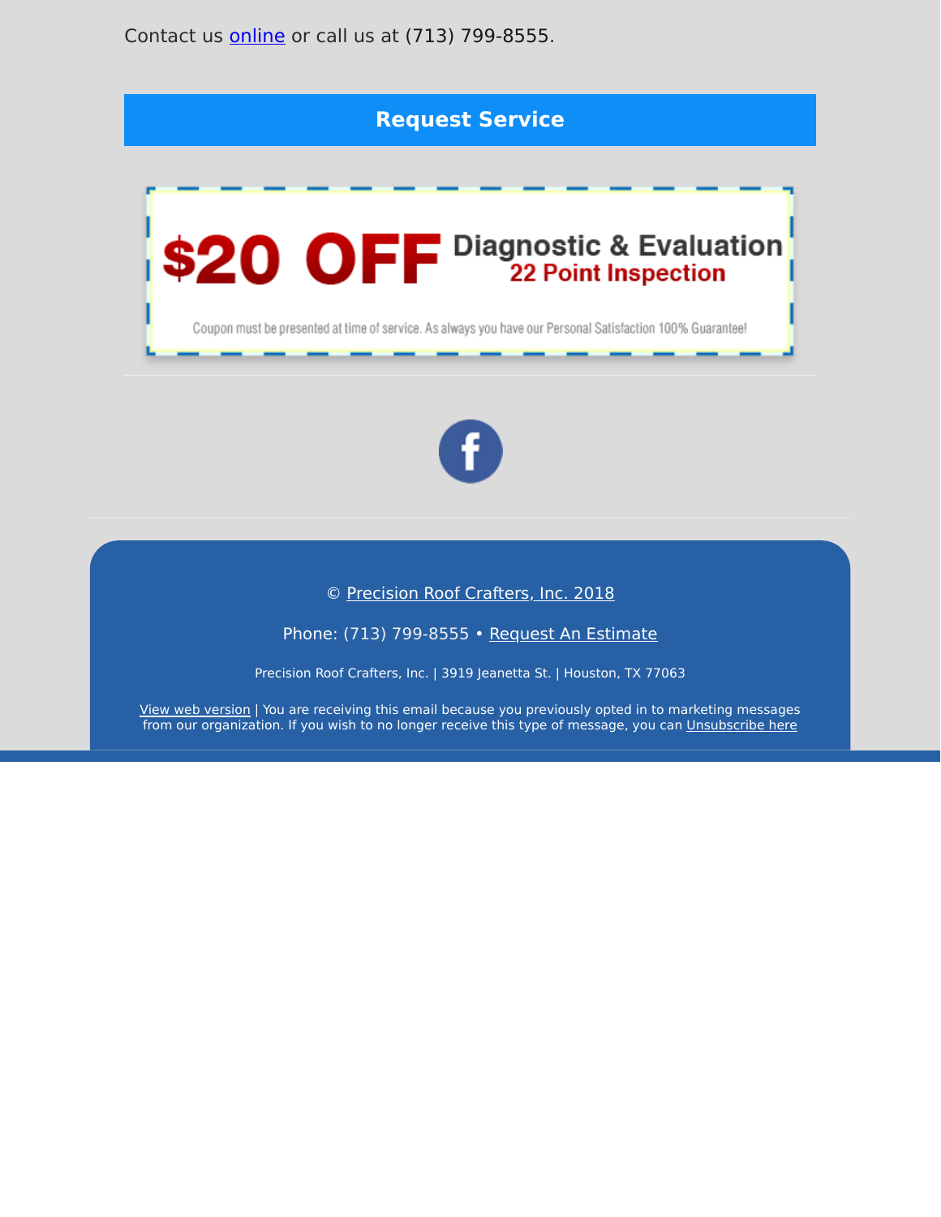Contact us online or call us at (713) 799-8555.

**Request Service**

$20 OFF Diagnostic & Evaluation
22 Point Inspection

Coupon must be presented at time of service. As always you have our Personal Satisfaction 100% Guarantee!

---

© Precision Roof Crafters, Inc. 2018

Phone: (713) 799-8555 • Request An Estimate

Precision Roof Crafters, Inc. | 3919 Jeanetta St. | Houston, TX 77063

View web version | You are receiving this email because you previously opted in to marketing messages from our organization. If you wish to no longer receive this type of message, you can Unsubscribe here